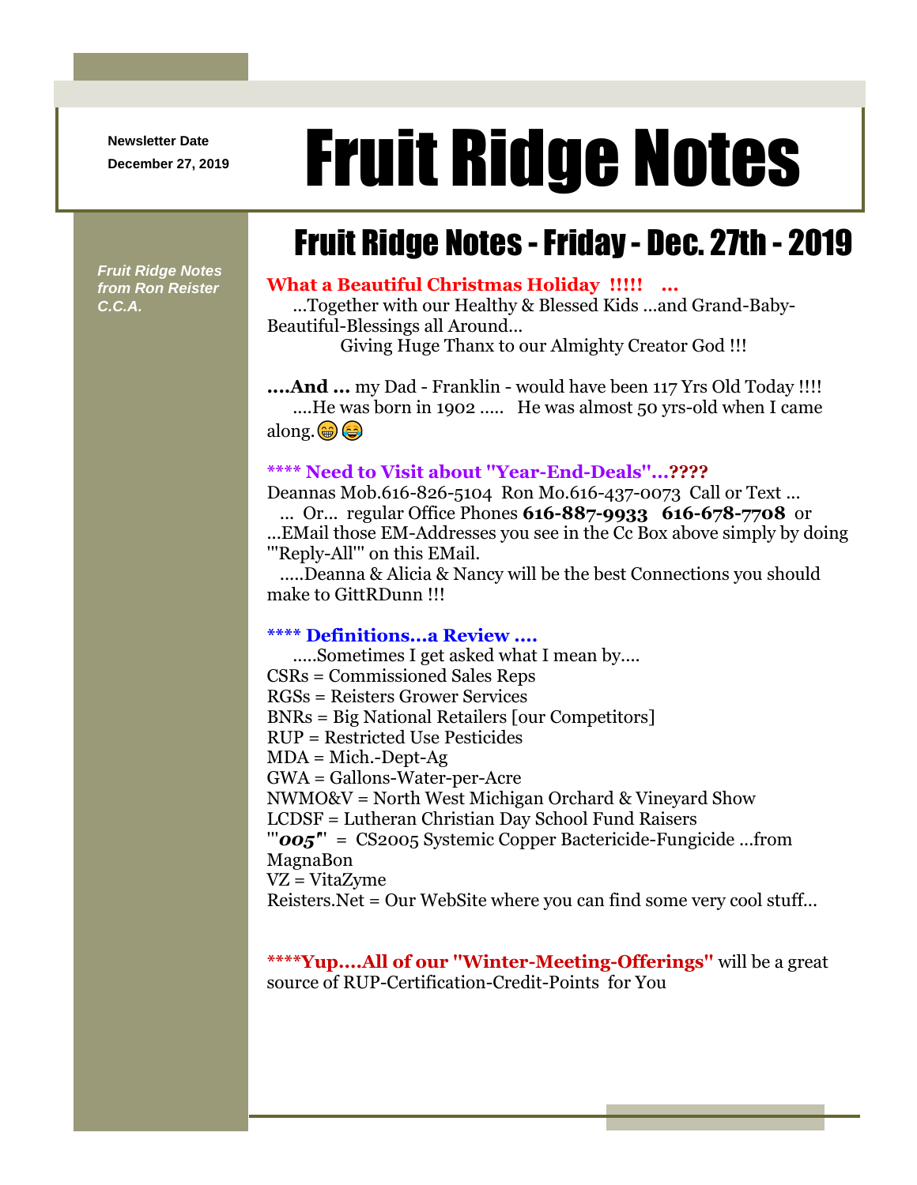Newsletter Date
December 27, 2019

# Fruit Ridge Notes

*Fruit Ridge Notes from Ron Reister C.C.A.*

## Fruit Ridge Notes - Friday - Dec. 27th - 2019

**What a Beautiful Christmas Holiday !!!!! ...**
...Together with our Healthy & Blessed Kids ...and Grand-Baby-Beautiful-Blessings all Around...
Giving Huge Thanx to our Almighty Creator God !!!

**....And ...** my Dad - Franklin - would have been 117 Yrs Old Today !!!!
....He was born in 1902 ..... He was almost 50 yrs-old when I came along.😁😂

**\*\*\*\* Need to Visit about "Year-End-Deals"...????**
Deannas Mob.616-826-5104 Ron Mo.616-437-0073 Call or Text ...
... Or... regular Office Phones **616-887-9933** **616-678-7708** or ...EMail those EM-Addresses you see in the Cc Box above simply by doing '"Reply-All"' on this EMail.
.....Deanna & Alicia & Nancy will be the best Connections you should make to GittRDunn !!!

**\*\*\*\* Definitions...a Review ....**
.....Sometimes I get asked what I mean by....
CSRs = Commissioned Sales Reps
RGSs = Reisters Grower Services
BNRs = Big National Retailers [our Competitors]
RUP = Restricted Use Pesticides
MDA = Mich.-Dept-Ag
GWA = Gallons-Water-per-Acre
NWMO&V = North West Michigan Orchard & Vineyard Show
LCDSF = Lutheran Christian Day School Fund Raisers
'"***005***"' = CS2005 Systemic Copper Bactericide-Fungicide ...from MagnaBon
VZ = VitaZyme
Reisters.Net = Our WebSite where you can find some very cool stuff...

**\*\*\*\*Yup....All of our "Winter-Meeting-Offerings"** will be a great source of RUP-Certification-Credit-Points for You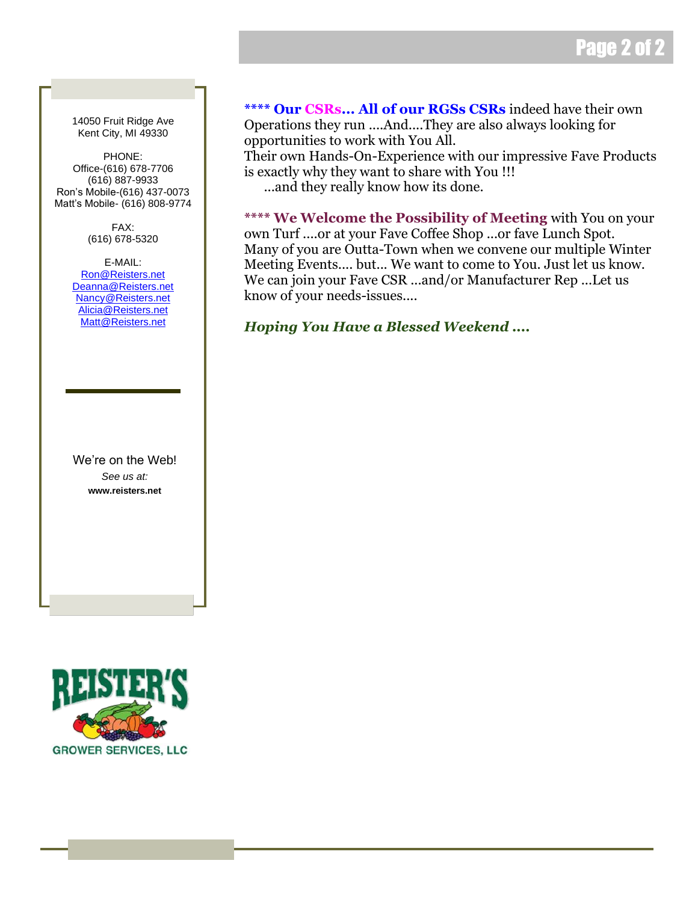14050 Fruit Ridge Ave
Kent City, MI 49330

PHONE:
Office-(616) 678-7706
(616) 887-9933
Ron's Mobile-(616) 437-0073
Matt's Mobile- (616) 808-9774

FAX:
(616) 678-5320

E-MAIL:
Ron@Reisters.net
Deanna@Reisters.net
Nancy@Reisters.net
Alicia@Reisters.net
Matt@Reisters.net

We're on the Web!
*See us at:*
**www.reisters.net**

REISTER'S
GROWER SERVICES, LLC

**\*\*\*\* Our CSRs... All of our RGSs CSRs** indeed have their own Operations they run ....And....They are also always looking for opportunities to work with You All.
Their own Hands-On-Experience with our impressive Fave Products is exactly why they want to share with You !!!
...and they really know how its done.

**\*\*\*\* We Welcome the Possibility of Meeting** with You on your own Turf ....or at your Fave Coffee Shop ...or fave Lunch Spot. Many of you are Outta-Town when we convene our multiple Winter Meeting Events.... but... We want to come to You. Just let us know. We can join your Fave CSR ...and/or Manufacturer Rep ...Let us know of your needs-issues....

***Hoping You Have a Blessed Weekend ....***